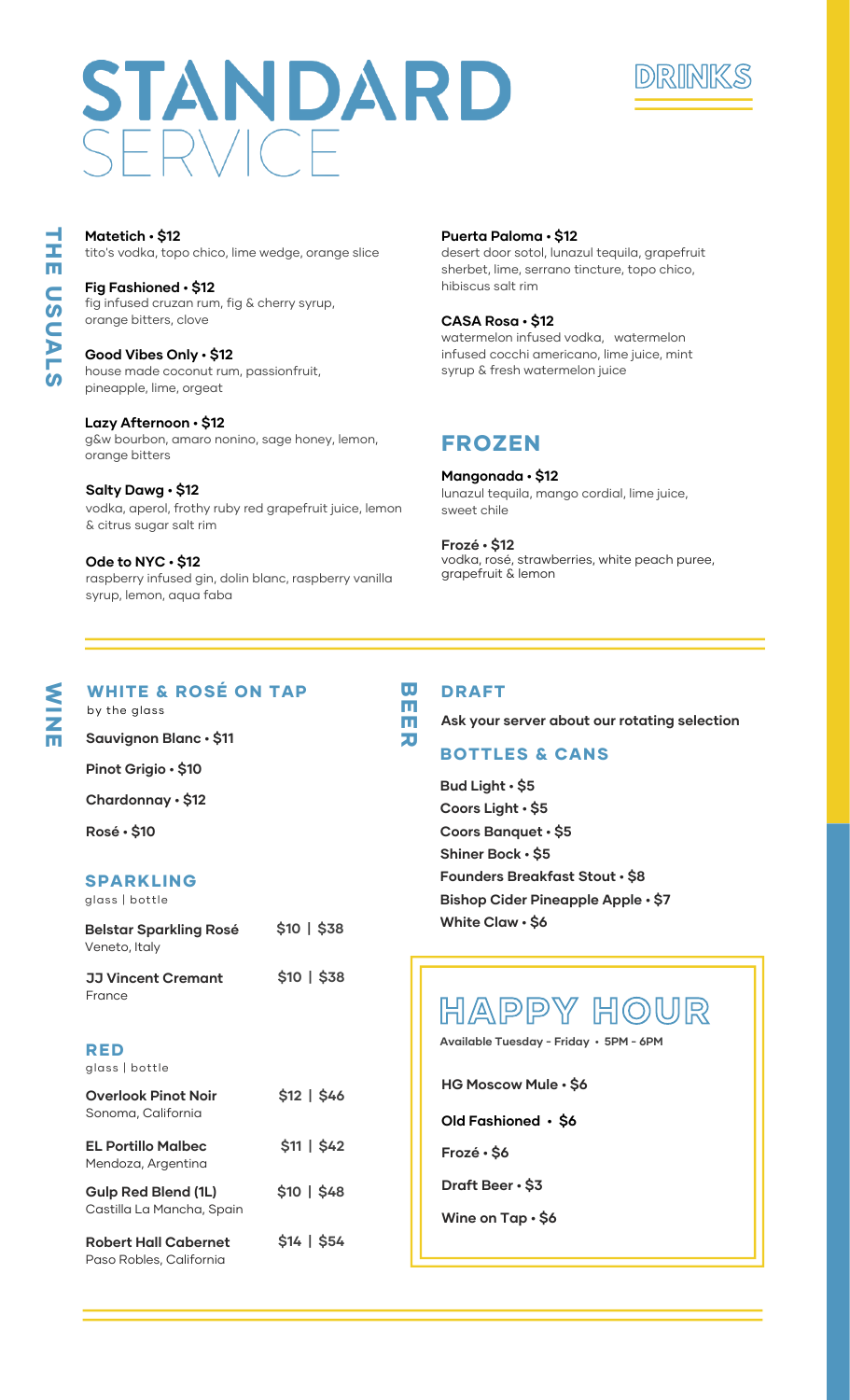# STANDARD SERVICE

## DRINKS

## THE USUALS

**Matetich • $12**
tito's vodka, topo chico, lime wedge, orange slice

**Fig Fashioned • $12**
fig infused cruzan rum, fig & cherry syrup, orange bitters, clove

**Good Vibes Only • $12**
house made coconut rum, passionfruit, pineapple, lime, orgeat

**Lazy Afternoon • $12**
g&w bourbon, amaro nonino, sage honey, lemon, orange bitters

**Salty Dawg • $12**
vodka, aperol, frothy ruby red grapefruit juice, lemon & citrus sugar salt rim

**Ode to NYC • $12**
raspberry infused gin, dolin blanc, raspberry vanilla syrup, lemon, aqua faba

**Puerta Paloma • $12**
desert door sotol, lunazul tequila, grapefruit sherbet, lime, serrano tincture, topo chico, hibiscus salt rim

**CASA Rosa • $12**
watermelon infused vodka, watermelon infused cocchi americano, lime juice, mint syrup & fresh watermelon juice

## FROZEN

**Mangonada • $12**
lunazul tequila, mango cordial, lime juice, sweet chile

**Frozé • $12**
vodka, rosé, strawberries, white peach puree, grapefruit & lemon

## WINE

### WHITE & ROSÉ ON TAP

by the glass

**Sauvignon Blanc • $11**

**Pinot Grigio • $10**

**Chardonnay • $12**

**Rosé • $10**

### SPARKLING

glass | bottle

| | |
|---|---|
| **Belstar Sparkling Rosé** Veneto, Italy | $10 \| $38 |
| **JJ Vincent Cremant** France | $10 \| $38 |

### RED

glass | bottle

| | |
|---|---|
| **Overlook Pinot Noir** Sonoma, California | $12 \| $46 |
| **EL Portillo Malbec** Mendoza, Argentina | $11 \| $42 |
| **Gulp Red Blend (1L)** Castilla La Mancha, Spain | $10 \| $48 |
| **Robert Hall Cabernet** Paso Robles, California | $14 \| $54 |

## BEER

### DRAFT

**Ask your server about our rotating selection**

### BOTTLES & CANS

**Bud Light • $5**

**Coors Light • $5**

**Coors Banquet • $5**

**Shiner Bock • $5**

**Founders Breakfast Stout • $8**

**Bishop Cider Pineapple Apple • $7**

**White Claw • $6**

## HAPPY HOUR

**Available Tuesday - Friday • 5PM - 6PM**

**HG Moscow Mule • $6**

**Old Fashioned • $6**

**Frozé • $6**

**Draft Beer • $3**

**Wine on Tap • $6**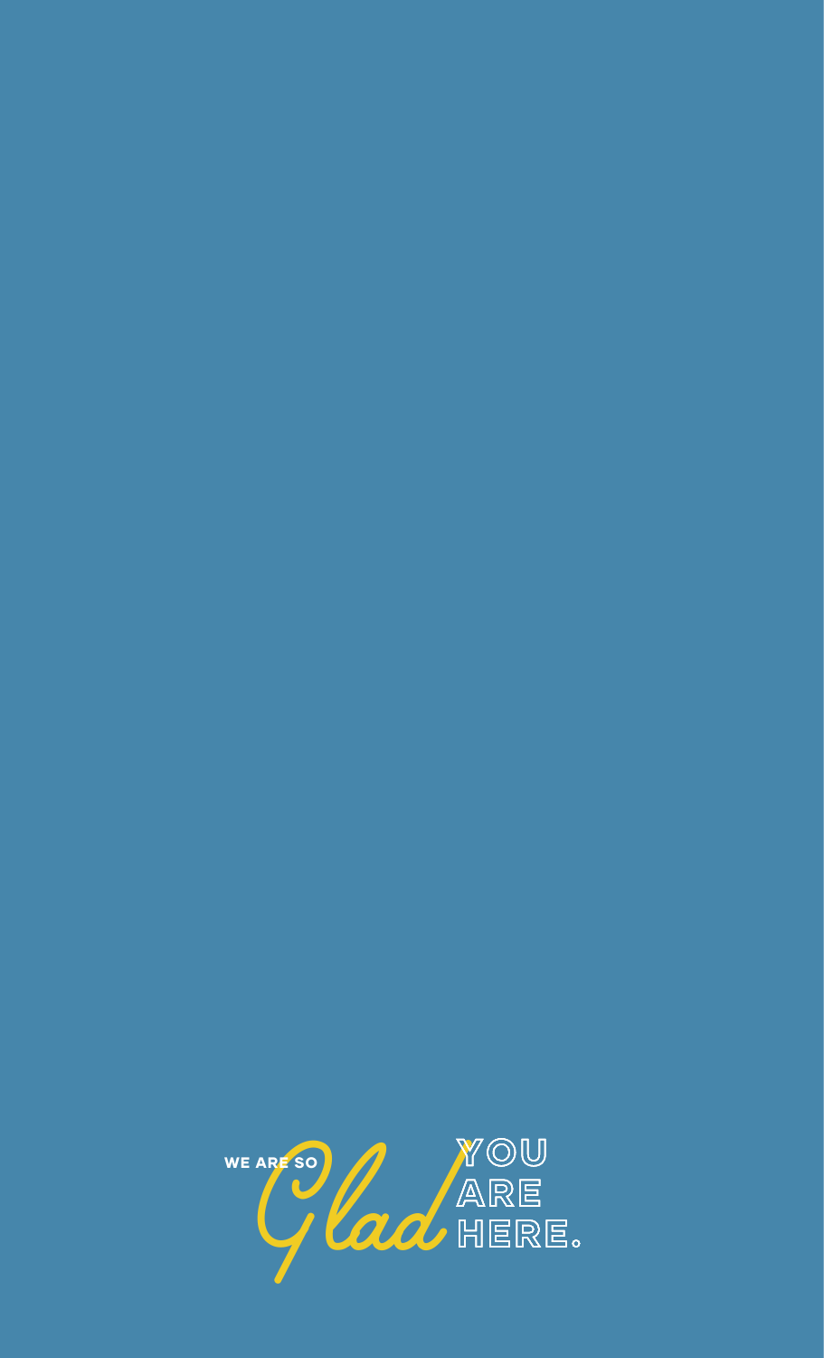WE ARE SO *Glad* YOU ARE HERE.